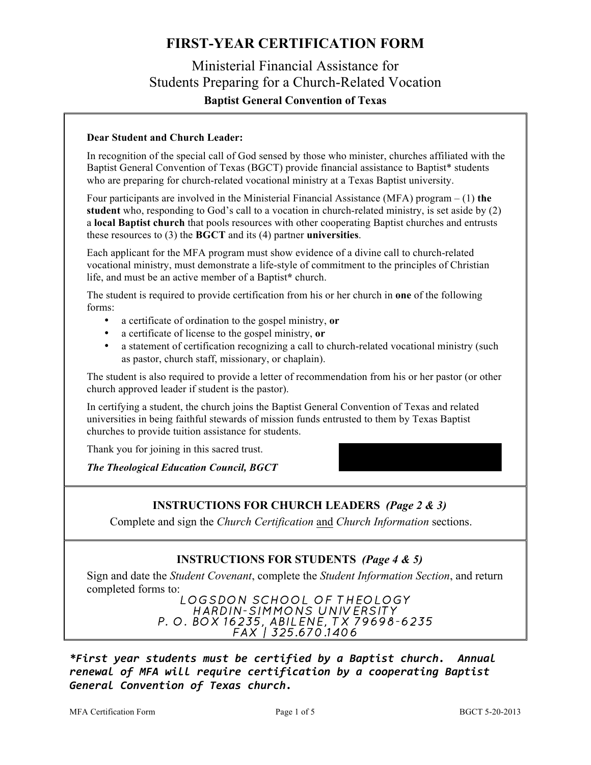# FIRST-YEAR CERTIFICATION FORM

## Ministerial Financial Assistance for Students Preparing for a Church-Related Vocation

### Baptist General Convention of Texas

**Dear Student and Church Leader:**

In recognition of the special call of God sensed by those who minister, churches affiliated with the Baptist General Convention of Texas (BGCT) provide financial assistance to Baptist* students who are preparing for church-related vocational ministry at a Texas Baptist university.

Four participants are involved in the Ministerial Financial Assistance (MFA) program – (1) **the student** who, responding to God's call to a vocation in church-related ministry, is set aside by (2) a **local Baptist church** that pools resources with other cooperating Baptist churches and entrusts these resources to (3) the **BGCT** and its (4) partner **universities**.

Each applicant for the MFA program must show evidence of a divine call to church-related vocational ministry, must demonstrate a life-style of commitment to the principles of Christian life, and must be an active member of a Baptist* church.

The student is required to provide certification from his or her church in **one** of the following forms:

- a certificate of ordination to the gospel ministry, **or**
- a certificate of license to the gospel ministry, **or**
- a statement of certification recognizing a call to church-related vocational ministry (such as pastor, church staff, missionary, or chaplain).

The student is also required to provide a letter of recommendation from his or her pastor (or other church approved leader if student is the pastor).

In certifying a student, the church joins the Baptist General Convention of Texas and related universities in being faithful stewards of mission funds entrusted to them by Texas Baptist churches to provide tuition assistance for students.

Thank you for joining in this sacred trust.

***The Theological Education Council, BGCT***

### INSTRUCTIONS FOR CHURCH LEADERS *(Page 2 & 3)*

Complete and sign the *Church Certification* and *Church Information* sections.

### INSTRUCTIONS FOR STUDENTS *(Page 4 & 5)*

Sign and date the *Student Covenant*, complete the *Student Information Section*, and return completed forms to:

LOGSDON SCHOOL OF THEOLOGY
HARDIN-SIMMONS UNIVERSITY
P. O. BOX 16235, ABILENE, TX 79698-6235
FAX | 325.670.1406

***\*First year students must be certified by a Baptist church. Annual renewal of MFA will require certification by a cooperating Baptist General Convention of Texas church.***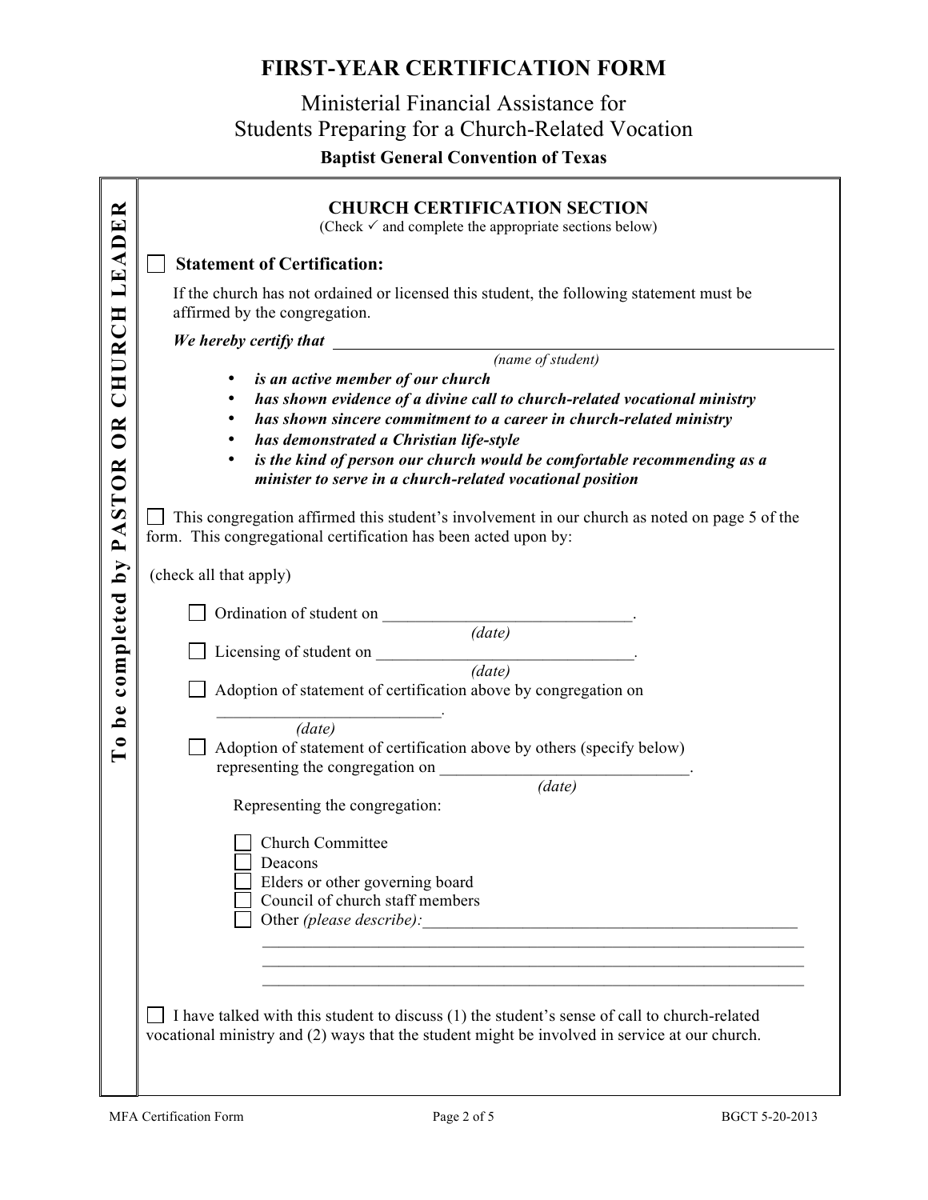# FIRST-YEAR CERTIFICATION FORM

## Ministerial Financial Assistance for Students Preparing for a Church-Related Vocation

**Baptist General Convention of Texas**

**To be completed by PASTOR OR CHURCH LEADER**

### CHURCH CERTIFICATION SECTION

(Check ✓ and complete the appropriate sections below)

☐ **Statement of Certification:**

If the church has not ordained or licensed this student, the following statement must be affirmed by the congregation.

***We hereby certify that*** ______________________________________________
*(name of student)*

- ***is an active member of our church***
- ***has shown evidence of a divine call to church-related vocational ministry***
- ***has shown sincere commitment to a career in church-related ministry***
- ***has demonstrated a Christian life-style***
- ***is the kind of person our church would be comfortable recommending as a minister to serve in a church-related vocational position***

☐ This congregation affirmed this student's involvement in our church as noted on page 5 of the form. This congregational certification has been acted upon by:

(check all that apply)

☐ Ordination of student on ______________________________.
*(date)*

☐ Licensing of student on ________________________________.
*(date)*

☐ Adoption of statement of certification above by congregation on __________________________.
*(date)*

☐ Adoption of statement of certification above by others (specify below) representing the congregation on ______________________________.
*(date)*

Representing the congregation:

☐ Church Committee
☐ Deacons
☐ Elders or other governing board
☐ Council of church staff members
☐ Other *(please describe)*:______________________________________________
__________________________________________________________________
__________________________________________________________________
__________________________________________________________________

☐ I have talked with this student to discuss (1) the student's sense of call to church-related vocational ministry and (2) ways that the student might be involved in service at our church.

MFA Certification Form BGCT 5-20-2013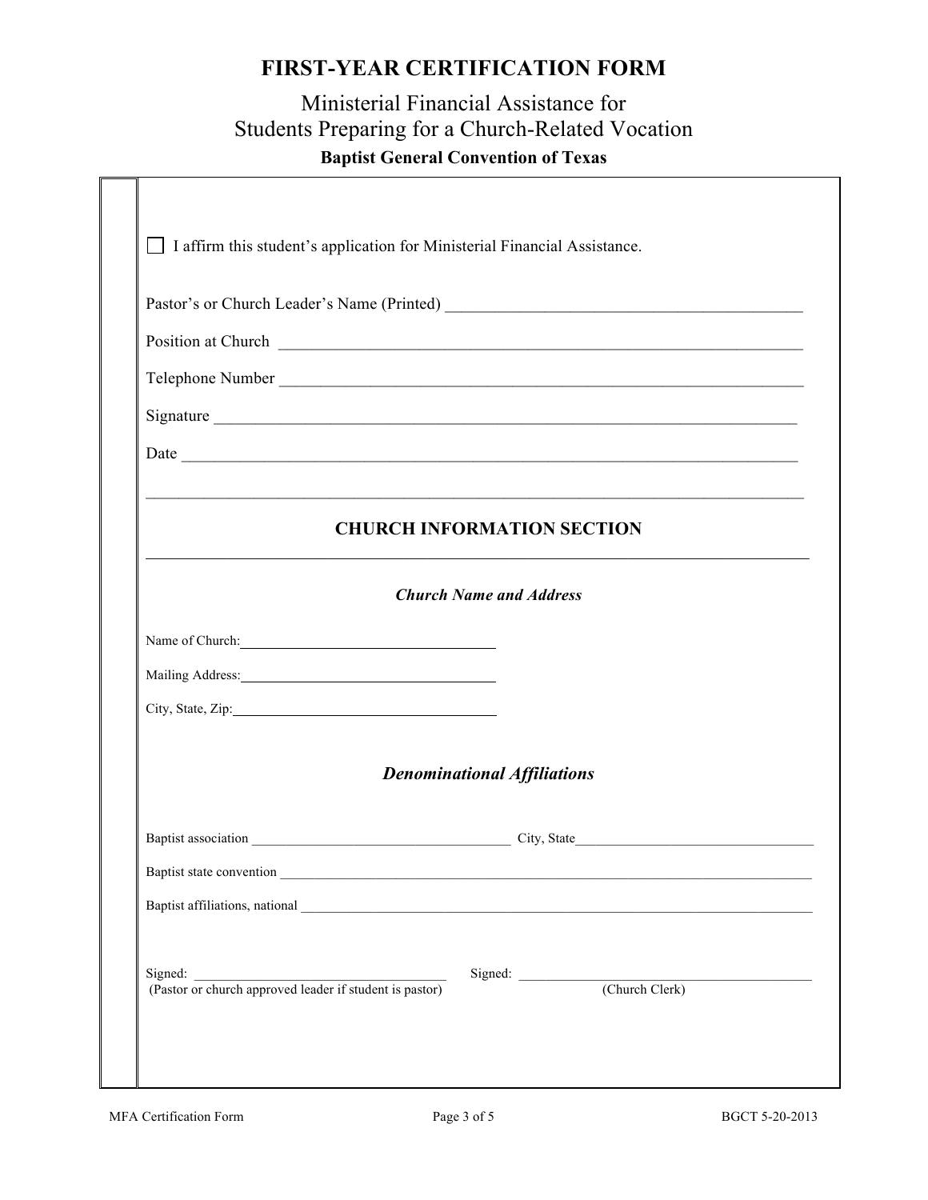# FIRST-YEAR CERTIFICATION FORM

## Ministerial Financial Assistance for Students Preparing for a Church-Related Vocation

**Baptist General Convention of Texas**

☐ I affirm this student's application for Ministerial Financial Assistance.

Pastor's or Church Leader's Name (Printed) ____________________________________________

Position at Church ____________________________________________________________

Telephone Number ____________________________________________________________

Signature ____________________________________________________________________

Date _______________________________________________________________________

## CHURCH INFORMATION SECTION

### *Church Name and Address*

Name of Church: ________________________________

Mailing Address: ________________________________

City, State, Zip: ________________________________

### *Denominational Affiliations*

Baptist association ________________________________ City, State ________________________________

Baptist state convention ____________________________________________________________________

Baptist affiliations, national ____________________________________________________________________

Signed: ________________________________
(Pastor or church approved leader if student is pastor)

Signed: ________________________________
(Church Clerk)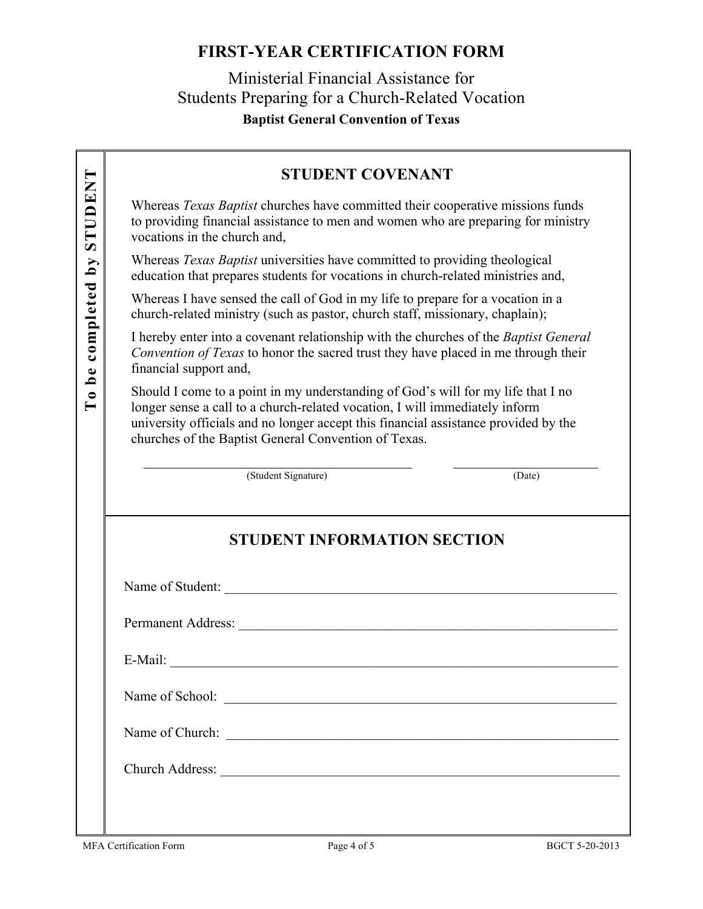# FIRST-YEAR CERTIFICATION FORM

Ministerial Financial Assistance for
Students Preparing for a Church-Related Vocation

**Baptist General Convention of Texas**

**To be completed by STUDENT**

## STUDENT COVENANT

Whereas *Texas Baptist* churches have committed their cooperative missions funds to providing financial assistance to men and women who are preparing for ministry vocations in the church and,

Whereas *Texas Baptist* universities have committed to providing theological education that prepares students for vocations in church-related ministries and,

Whereas I have sensed the call of God in my life to prepare for a vocation in a church-related ministry (such as pastor, church staff, missionary, chaplain);

I hereby enter into a covenant relationship with the churches of the *Baptist General Convention of Texas* to honor the sacred trust they have placed in me through their financial support and,

Should I come to a point in my understanding of God's will for my life that I no longer sense a call to a church-related vocation, I will immediately inform university officials and no longer accept this financial assistance provided by the churches of the Baptist General Convention of Texas.

\_\_\_\_\_\_\_\_\_\_\_\_\_\_\_\_\_\_\_\_\_\_\_\_\_\_\_\_\_\_\_\_\_\_\_\_ (Student Signature)    \_\_\_\_\_\_\_\_\_\_\_\_\_\_\_\_\_\_\_\_ (Date)

## STUDENT INFORMATION SECTION

Name of Student: \_\_\_\_\_\_\_\_\_\_\_\_\_\_\_\_\_\_\_\_\_\_\_\_\_\_\_\_\_\_\_\_\_\_\_\_\_\_\_\_\_\_\_\_\_\_\_\_

Permanent Address: \_\_\_\_\_\_\_\_\_\_\_\_\_\_\_\_\_\_\_\_\_\_\_\_\_\_\_\_\_\_\_\_\_\_\_\_\_\_\_\_\_\_\_\_\_\_

E-Mail: \_\_\_\_\_\_\_\_\_\_\_\_\_\_\_\_\_\_\_\_\_\_\_\_\_\_\_\_\_\_\_\_\_\_\_\_\_\_\_\_\_\_\_\_\_\_\_\_\_\_\_\_\_\_\_

Name of School: \_\_\_\_\_\_\_\_\_\_\_\_\_\_\_\_\_\_\_\_\_\_\_\_\_\_\_\_\_\_\_\_\_\_\_\_\_\_\_\_\_\_\_\_\_\_\_\_\_

Name of Church: \_\_\_\_\_\_\_\_\_\_\_\_\_\_\_\_\_\_\_\_\_\_\_\_\_\_\_\_\_\_\_\_\_\_\_\_\_\_\_\_\_\_\_\_\_\_\_\_

Church Address: \_\_\_\_\_\_\_\_\_\_\_\_\_\_\_\_\_\_\_\_\_\_\_\_\_\_\_\_\_\_\_\_\_\_\_\_\_\_\_\_\_\_\_\_\_\_\_\_\_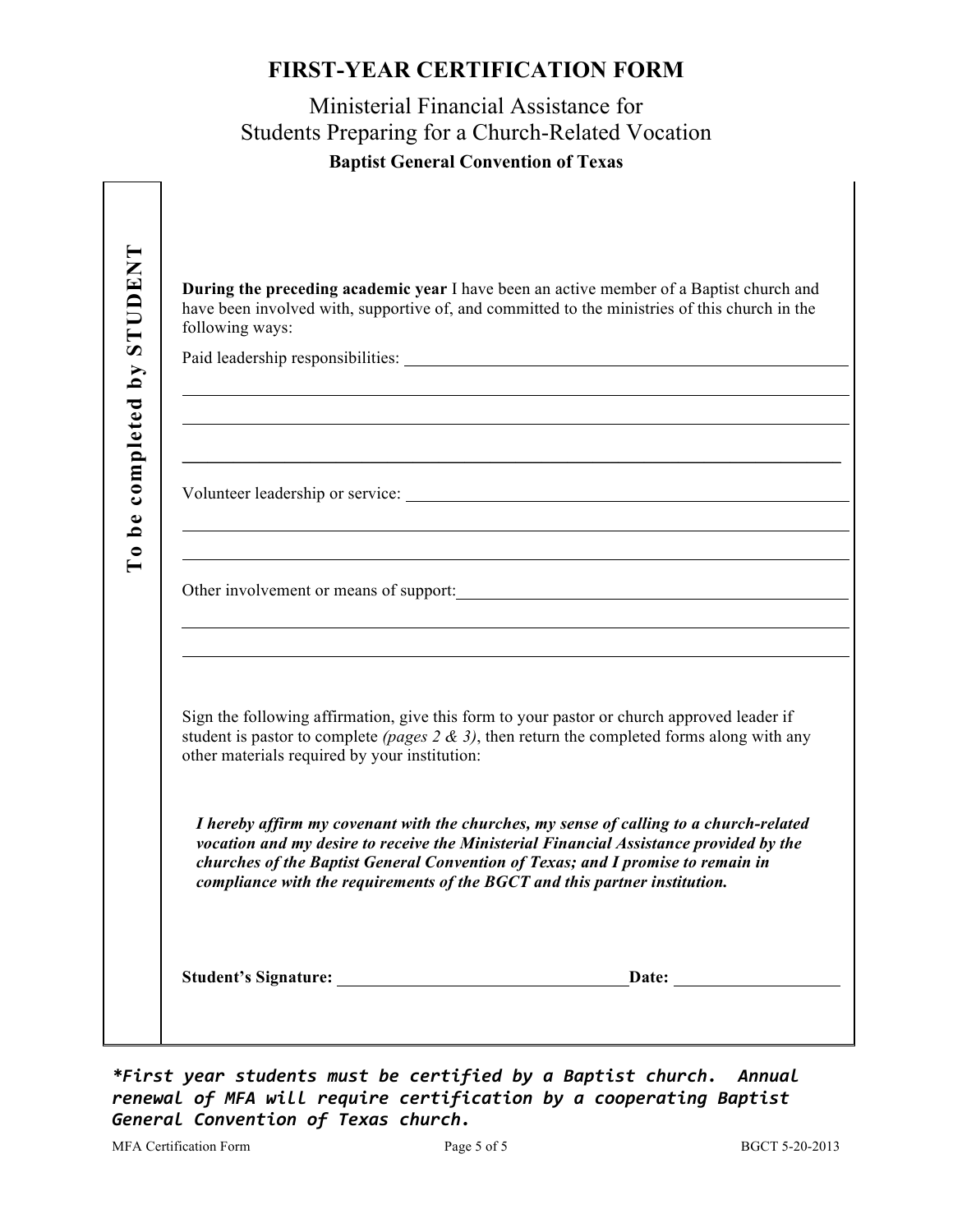# FIRST-YEAR CERTIFICATION FORM

## Ministerial Financial Assistance for Students Preparing for a Church-Related Vocation

**Baptist General Convention of Texas**

**To be completed by STUDENT**

**During the preceding academic year** I have been an active member of a Baptist church and have been involved with, supportive of, and committed to the ministries of this church in the following ways:

Paid leadership responsibilities: ____________________________________________

______________________________________________________________________

______________________________________________________________________

______________________________________________________________________

Volunteer leadership or service: ____________________________________________

______________________________________________________________________

______________________________________________________________________

Other involvement or means of support: ______________________________________

______________________________________________________________________

______________________________________________________________________

Sign the following affirmation, give this form to your pastor or church approved leader if student is pastor to complete *(pages 2 & 3)*, then return the completed forms along with any other materials required by your institution:

***I hereby affirm my covenant with the churches, my sense of calling to a church-related vocation and my desire to receive the Ministerial Financial Assistance provided by the churches of the Baptist General Convention of Texas; and I promise to remain in compliance with the requirements of the BGCT and this partner institution.***

**Student's Signature:** ______________________________ **Date:** ________________

***First year students must be certified by a Baptist church. Annual renewal of MFA will require certification by a cooperating Baptist General Convention of Texas church.**

MFA Certification Form — BGCT 5-20-2013